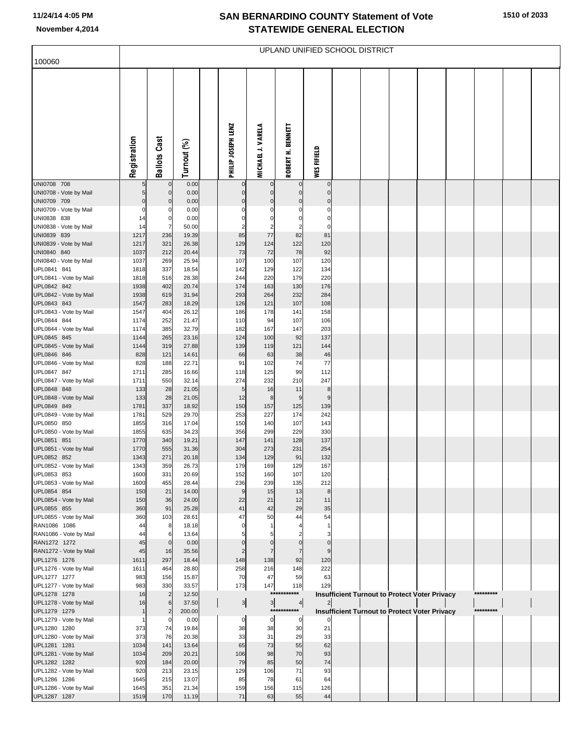# SAN BERNARDINO COUNTY Statement of Vote
## STATEWIDE GENERAL ELECTION

November 4,2014

UPLAND UNIFIED SCHOOL DISTRICT

100060

| | Registration | Ballots Cast | Turnout (%) | | PHILIP JOSEPH LENZ | MICHAEL J. VARELA | ROBERT H. BENNETT | WES FIFIELD | | | | | | | | |
|---|---|---|---|---|---|---|---|---|---|---|---|---|---|---|---|---|
| UNI0708 708 | 5 | 0 | 0.00 | | 0 | 0 | 0 | 0 | | | | | | | | |
| UNI0708 - Vote by Mail | 5 | 0 | 0.00 | | 0 | 0 | 0 | 0 | | | | | | | | |
| UNI0709 709 | 0 | 0 | 0.00 | | 0 | 0 | 0 | 0 | | | | | | | | |
| UNI0709 - Vote by Mail | 0 | 0 | 0.00 | | 0 | 0 | 0 | 0 | | | | | | | | |
| UNI0838 838 | 14 | 0 | 0.00 | | 0 | 0 | 0 | 0 | | | | | | | | |
| UNI0838 - Vote by Mail | 14 | 7 | 50.00 | | 2 | 2 | 2 | 0 | | | | | | | | |
| UNI0839 839 | 1217 | 236 | 19.39 | | 85 | 77 | 82 | 81 | | | | | | | | |
| UNI0839 - Vote by Mail | 1217 | 321 | 26.38 | | 129 | 124 | 122 | 120 | | | | | | | | |
| UNI0840 840 | 1037 | 212 | 20.44 | | 73 | 72 | 78 | 92 | | | | | | | | |
| UNI0840 - Vote by Mail | 1037 | 269 | 25.94 | | 107 | 100 | 107 | 120 | | | | | | | | |
| UPL0841 841 | 1818 | 337 | 18.54 | | 142 | 129 | 122 | 134 | | | | | | | | |
| UPL0841 - Vote by Mail | 1818 | 516 | 28.38 | | 244 | 220 | 179 | 220 | | | | | | | | |
| UPL0842 842 | 1938 | 402 | 20.74 | | 174 | 163 | 130 | 176 | | | | | | | | |
| UPL0842 - Vote by Mail | 1938 | 619 | 31.94 | | 293 | 264 | 232 | 284 | | | | | | | | |
| UPL0843 843 | 1547 | 283 | 18.29 | | 126 | 121 | 107 | 108 | | | | | | | | |
| UPL0843 - Vote by Mail | 1547 | 404 | 26.12 | | 186 | 178 | 141 | 158 | | | | | | | | |
| UPL0844 844 | 1174 | 252 | 21.47 | | 110 | 94 | 107 | 106 | | | | | | | | |
| UPL0844 - Vote by Mail | 1174 | 385 | 32.79 | | 182 | 167 | 147 | 203 | | | | | | | | |
| UPL0845 845 | 1144 | 265 | 23.16 | | 124 | 100 | 92 | 137 | | | | | | | | |
| UPL0845 - Vote by Mail | 1144 | 319 | 27.88 | | 139 | 119 | 121 | 144 | | | | | | | | |
| UPL0846 846 | 828 | 121 | 14.61 | | 66 | 63 | 38 | 46 | | | | | | | | |
| UPL0846 - Vote by Mail | 828 | 188 | 22.71 | | 91 | 102 | 74 | 77 | | | | | | | | |
| UPL0847 847 | 1711 | 285 | 16.66 | | 118 | 125 | 99 | 112 | | | | | | | | |
| UPL0847 - Vote by Mail | 1711 | 550 | 32.14 | | 274 | 232 | 210 | 247 | | | | | | | | |
| UPL0848 848 | 133 | 28 | 21.05 | | 5 | 16 | 11 | 8 | | | | | | | | |
| UPL0848 - Vote by Mail | 133 | 28 | 21.05 | | 12 | 8 | 9 | 9 | | | | | | | | |
| UPL0849 849 | 1781 | 337 | 18.92 | | 150 | 157 | 125 | 139 | | | | | | | | |
| UPL0849 - Vote by Mail | 1781 | 529 | 29.70 | | 253 | 227 | 174 | 242 | | | | | | | | |
| UPL0850 850 | 1855 | 316 | 17.04 | | 150 | 140 | 107 | 143 | | | | | | | | |
| UPL0850 - Vote by Mail | 1855 | 635 | 34.23 | | 356 | 299 | 229 | 330 | | | | | | | | |
| UPL0851 851 | 1770 | 340 | 19.21 | | 147 | 141 | 128 | 137 | | | | | | | | |
| UPL0851 - Vote by Mail | 1770 | 555 | 31.36 | | 304 | 273 | 231 | 254 | | | | | | | | |
| UPL0852 852 | 1343 | 271 | 20.18 | | 134 | 129 | 91 | 132 | | | | | | | | |
| UPL0852 - Vote by Mail | 1343 | 359 | 26.73 | | 179 | 169 | 129 | 167 | | | | | | | | |
| UPL0853 853 | 1600 | 331 | 20.69 | | 152 | 160 | 107 | 120 | | | | | | | | |
| UPL0853 - Vote by Mail | 1600 | 455 | 28.44 | | 236 | 239 | 135 | 212 | | | | | | | | |
| UPL0854 854 | 150 | 21 | 14.00 | | 9 | 15 | 13 | 8 | | | | | | | | |
| UPL0854 - Vote by Mail | 150 | 36 | 24.00 | | 22 | 21 | 12 | 11 | | | | | | | | |
| UPL0855 855 | 360 | 91 | 25.28 | | 41 | 42 | 29 | 35 | | | | | | | | |
| UPL0855 - Vote by Mail | 360 | 103 | 28.61 | | 47 | 50 | 44 | 54 | | | | | | | | |
| RAN1086 1086 | 44 | 8 | 18.18 | | 0 | 1 | 4 | 1 | | | | | | | | |
| RAN1086 - Vote by Mail | 44 | 6 | 13.64 | | 5 | 5 | 2 | 3 | | | | | | | | |
| RAN1272 1272 | 45 | 0 | 0.00 | | 0 | 0 | 0 | 0 | | | | | | | | |
| RAN1272 - Vote by Mail | 45 | 16 | 35.56 | | 2 | 7 | 7 | 9 | | | | | | | | |
| UPL1276 1276 | 1611 | 297 | 18.44 | | 148 | 138 | 92 | 120 | | | | | | | | |
| UPL1276 - Vote by Mail | 1611 | 464 | 28.80 | | 258 | 216 | 148 | 222 | | | | | | | | |
| UPL1277 1277 | 983 | 156 | 15.87 | | 70 | 47 | 59 | 63 | | | | | | | | |
| UPL1277 - Vote by Mail | 983 | 330 | 33.57 | | 173 | 147 | 118 | 129 | | | | | | | | |
| UPL1278 1278 | 16 | 2 | 12.50 | | | | *********** | | Insufficient Turnout to Protect Voter Privacy | | | | | ********* | | |
| UPL1278 - Vote by Mail | 16 | 6 | 37.50 | | 3 | 3 | 4 | 2 | | | | | | | | |
| UPL1279 1279 | 1 | 2 | 200.00 | | | | *********** | | Insufficient Turnout to Protect Voter Privacy | | | | | ********* | | |
| UPL1279 - Vote by Mail | 1 | 0 | 0.00 | | 0 | 0 | 0 | 0 | | | | | | | | |
| UPL1280 1280 | 373 | 74 | 19.84 | | 38 | 38 | 30 | 21 | | | | | | | | |
| UPL1280 - Vote by Mail | 373 | 76 | 20.38 | | 33 | 31 | 29 | 33 | | | | | | | | |
| UPL1281 1281 | 1034 | 141 | 13.64 | | 65 | 73 | 55 | 62 | | | | | | | | |
| UPL1281 - Vote by Mail | 1034 | 209 | 20.21 | | 106 | 98 | 70 | 93 | | | | | | | | |
| UPL1282 1282 | 920 | 184 | 20.00 | | 79 | 85 | 50 | 74 | | | | | | | | |
| UPL1282 - Vote by Mail | 920 | 213 | 23.15 | | 129 | 106 | 71 | 93 | | | | | | | | |
| UPL1286 1286 | 1645 | 215 | 13.07 | | 85 | 78 | 61 | 64 | | | | | | | | |
| UPL1286 - Vote by Mail | 1645 | 351 | 21.34 | | 159 | 156 | 115 | 126 | | | | | | | | |
| UPL1287 1287 | 1519 | 170 | 11.19 | | 71 | 63 | 55 | 44 | | | | | | | | |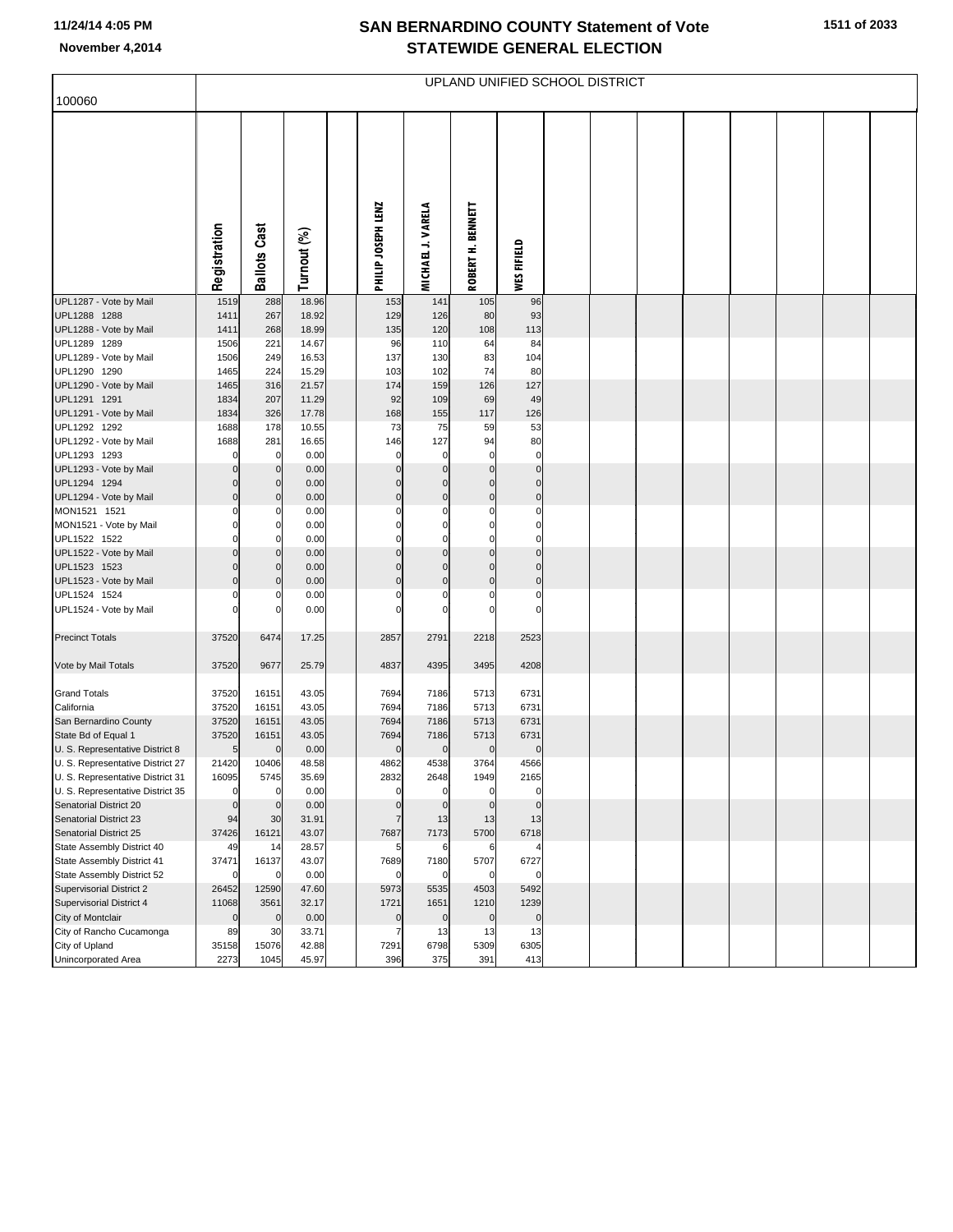# SAN BERNARDINO COUNTY Statement of Vote
## STATEWIDE GENERAL ELECTION

11/24/14 4:05 PM
November 4,2014

100060 — UPLAND UNIFIED SCHOOL DISTRICT

| | Registration | Ballots Cast | Turnout (%) | PHILIP JOSEPH LENZ | MICHAEL J. VARELA | ROBERT H. BENNETT | WES FIFIELD |
|---|---|---|---|---|---|---|---|
| UPL1287 - Vote by Mail | 1519 | 288 | 18.96 | 153 | 141 | 105 | 96 |
| UPL1288 1288 | 1411 | 267 | 18.92 | 129 | 126 | 80 | 93 |
| UPL1288 - Vote by Mail | 1411 | 268 | 18.99 | 135 | 120 | 108 | 113 |
| UPL1289 1289 | 1506 | 221 | 14.67 | 96 | 110 | 64 | 84 |
| UPL1289 - Vote by Mail | 1506 | 249 | 16.53 | 137 | 130 | 83 | 104 |
| UPL1290 1290 | 1465 | 224 | 15.29 | 103 | 102 | 74 | 80 |
| UPL1290 - Vote by Mail | 1465 | 316 | 21.57 | 174 | 159 | 126 | 127 |
| UPL1291 1291 | 1834 | 207 | 11.29 | 92 | 109 | 69 | 49 |
| UPL1291 - Vote by Mail | 1834 | 326 | 17.78 | 168 | 155 | 117 | 126 |
| UPL1292 1292 | 1688 | 178 | 10.55 | 73 | 75 | 59 | 53 |
| UPL1292 - Vote by Mail | 1688 | 281 | 16.65 | 146 | 127 | 94 | 80 |
| UPL1293 1293 | 0 | 0 | 0.00 | 0 | 0 | 0 | 0 |
| UPL1293 - Vote by Mail | 0 | 0 | 0.00 | 0 | 0 | 0 | 0 |
| UPL1294 1294 | 0 | 0 | 0.00 | 0 | 0 | 0 | 0 |
| UPL1294 - Vote by Mail | 0 | 0 | 0.00 | 0 | 0 | 0 | 0 |
| MON1521 1521 | 0 | 0 | 0.00 | 0 | 0 | 0 | 0 |
| MON1521 - Vote by Mail | 0 | 0 | 0.00 | 0 | 0 | 0 | 0 |
| UPL1522 1522 | 0 | 0 | 0.00 | 0 | 0 | 0 | 0 |
| UPL1522 - Vote by Mail | 0 | 0 | 0.00 | 0 | 0 | 0 | 0 |
| UPL1523 1523 | 0 | 0 | 0.00 | 0 | 0 | 0 | 0 |
| UPL1523 - Vote by Mail | 0 | 0 | 0.00 | 0 | 0 | 0 | 0 |
| UPL1524 1524 | 0 | 0 | 0.00 | 0 | 0 | 0 | 0 |
| UPL1524 - Vote by Mail | 0 | 0 | 0.00 | 0 | 0 | 0 | 0 |
| Precinct Totals | 37520 | 6474 | 17.25 | 2857 | 2791 | 2218 | 2523 |
| Vote by Mail Totals | 37520 | 9677 | 25.79 | 4837 | 4395 | 3495 | 4208 |
| Grand Totals | 37520 | 16151 | 43.05 | 7694 | 7186 | 5713 | 6731 |
| California | 37520 | 16151 | 43.05 | 7694 | 7186 | 5713 | 6731 |
| San Bernardino County | 37520 | 16151 | 43.05 | 7694 | 7186 | 5713 | 6731 |
| State Bd of Equal 1 | 37520 | 16151 | 43.05 | 7694 | 7186 | 5713 | 6731 |
| U. S. Representative District 8 | 5 | 0 | 0.00 | 0 | 0 | 0 | 0 |
| U. S. Representative District 27 | 21420 | 10406 | 48.58 | 4862 | 4538 | 3764 | 4566 |
| U. S. Representative District 31 | 16095 | 5745 | 35.69 | 2832 | 2648 | 1949 | 2165 |
| U. S. Representative District 35 | 0 | 0 | 0.00 | 0 | 0 | 0 | 0 |
| Senatorial District 20 | 0 | 0 | 0.00 | 0 | 0 | 0 | 0 |
| Senatorial District 23 | 94 | 30 | 31.91 | 7 | 13 | 13 | 13 |
| Senatorial District 25 | 37426 | 16121 | 43.07 | 7687 | 7173 | 5700 | 6718 |
| State Assembly District 40 | 49 | 14 | 28.57 | 5 | 6 | 6 | 4 |
| State Assembly District 41 | 37471 | 16137 | 43.07 | 7689 | 7180 | 5707 | 6727 |
| State Assembly District 52 | 0 | 0 | 0.00 | 0 | 0 | 0 | 0 |
| Supervisorial District 2 | 26452 | 12590 | 47.60 | 5973 | 5535 | 4503 | 5492 |
| Supervisorial District 4 | 11068 | 3561 | 32.17 | 1721 | 1651 | 1210 | 1239 |
| City of Montclair | 0 | 0 | 0.00 | 0 | 0 | 0 | 0 |
| City of Rancho Cucamonga | 89 | 30 | 33.71 | 7 | 13 | 13 | 13 |
| City of Upland | 35158 | 15076 | 42.88 | 7291 | 6798 | 5309 | 6305 |
| Unincorporated Area | 2273 | 1045 | 45.97 | 396 | 375 | 391 | 413 |